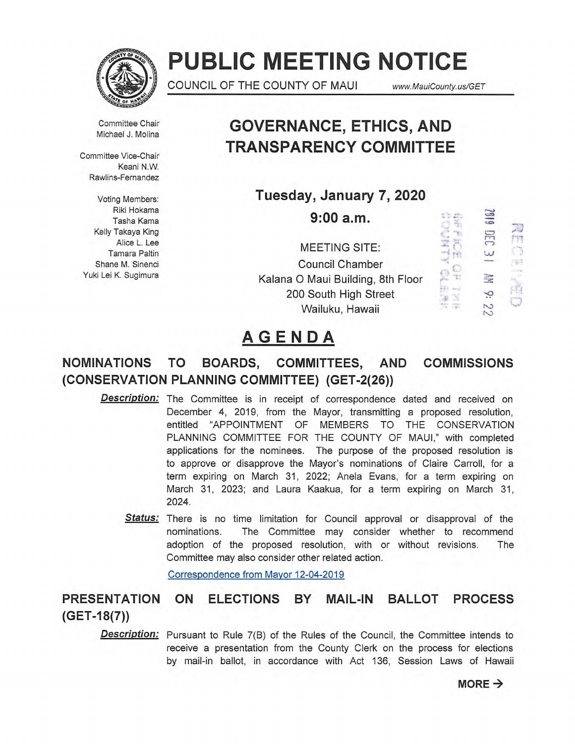# PUBLIC MEETING NOTICE

COUNCIL OF THE COUNTY OF MAUI www.MauiCounty.us/GET

Committee Chair
Michael J. Molina

Committee Vice-Chair
Keani N.W. Rawlins-Fernandez

Voting Members:
Riki Hokama
Tasha Kama
Kelly Takaya King
Alice L. Lee
Tamara Paltin
Shane M. Sinenci
Yuki Lei K. Sugimura

## GOVERNANCE, ETHICS, AND TRANSPARENCY COMMITTEE

**Tuesday, January 7, 2020**

**9:00 a.m.**

MEETING SITE:
Council Chamber
Kalana O Maui Building, 8th Floor
200 South High Street
Wailuku, Hawaii

RECEIVED
2019 DEC 31 AM 9:22
OFFICE OF THE COUNTY CLERK

## AGENDA

### NOMINATIONS TO BOARDS, COMMITTEES, AND COMMISSIONS (CONSERVATION PLANNING COMMITTEE) (GET-2(26))

***Description:*** The Committee is in receipt of correspondence dated and received on December 4, 2019, from the Mayor, transmitting a proposed resolution, entitled "APPOINTMENT OF MEMBERS TO THE CONSERVATION PLANNING COMMITTEE FOR THE COUNTY OF MAUI," with completed applications for the nominees. The purpose of the proposed resolution is to approve or disapprove the Mayor's nominations of Claire Carroll, for a term expiring on March 31, 2022; Anela Evans, for a term expiring on March 31, 2023; and Laura Kaakua, for a term expiring on March 31, 2024.

***Status:*** There is no time limitation for Council approval or disapproval of the nominations. The Committee may consider whether to recommend adoption of the proposed resolution, with or without revisions. The Committee may also consider other related action.

Correspondence from Mayor 12-04-2019

### PRESENTATION ON ELECTIONS BY MAIL-IN BALLOT PROCESS (GET-18(7))

***Description:*** Pursuant to Rule 7(B) of the Rules of the Council, the Committee intends to receive a presentation from the County Clerk on the process for elections by mail-in ballot, in accordance with Act 136, Session Laws of Hawaii

MORE →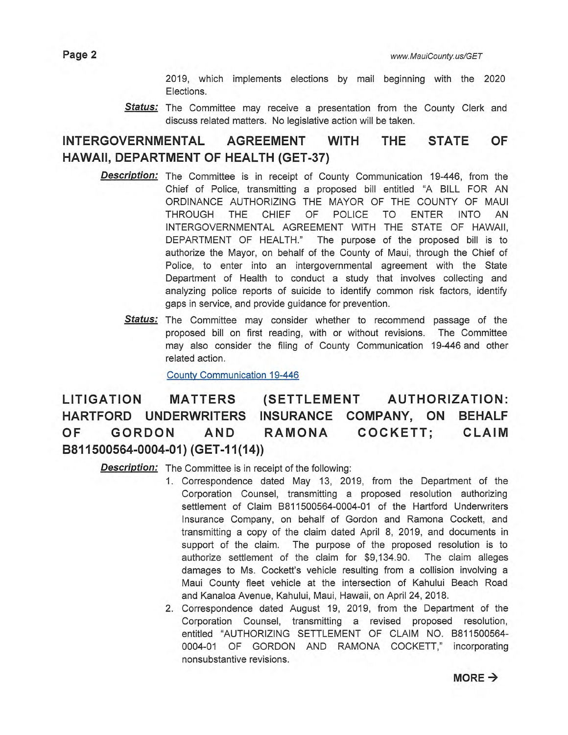2019, which implements elections by mail beginning with the 2020 Elections.

***Status:*** The Committee may receive a presentation from the County Clerk and discuss related matters. No legislative action will be taken.

## INTERGOVERNMENTAL AGREEMENT WITH THE STATE OF HAWAII, DEPARTMENT OF HEALTH (GET-37)

***Description:*** The Committee is in receipt of County Communication 19-446, from the Chief of Police, transmitting a proposed bill entitled "A BILL FOR AN ORDINANCE AUTHORIZING THE MAYOR OF THE COUNTY OF MAUI THROUGH THE CHIEF OF POLICE TO ENTER INTO AN INTERGOVERNMENTAL AGREEMENT WITH THE STATE OF HAWAII, DEPARTMENT OF HEALTH." The purpose of the proposed bill is to authorize the Mayor, on behalf of the County of Maui, through the Chief of Police, to enter into an intergovernmental agreement with the State Department of Health to conduct a study that involves collecting and analyzing police reports of suicide to identify common risk factors, identify gaps in service, and provide guidance for prevention.

***Status:*** The Committee may consider whether to recommend passage of the proposed bill on first reading, with or without revisions. The Committee may also consider the filing of County Communication 19-446 and other related action.

County Communication 19-446

## LITIGATION MATTERS (SETTLEMENT AUTHORIZATION: HARTFORD UNDERWRITERS INSURANCE COMPANY, ON BEHALF OF GORDON AND RAMONA COCKETT; CLAIM B811500564-0004-01) (GET-11(14))

***Description:*** The Committee is in receipt of the following:

1. Correspondence dated May 13, 2019, from the Department of the Corporation Counsel, transmitting a proposed resolution authorizing settlement of Claim B811500564-0004-01 of the Hartford Underwriters Insurance Company, on behalf of Gordon and Ramona Cockett, and transmitting a copy of the claim dated April 8, 2019, and documents in support of the claim. The purpose of the proposed resolution is to authorize settlement of the claim for $9,134.90. The claim alleges damages to Ms. Cockett's vehicle resulting from a collision involving a Maui County fleet vehicle at the intersection of Kahului Beach Road and Kanaloa Avenue, Kahului, Maui, Hawaii, on April 24, 2018.
2. Correspondence dated August 19, 2019, from the Department of the Corporation Counsel, transmitting a revised proposed resolution, entitled "AUTHORIZING SETTLEMENT OF CLAIM NO. B811500564-0004-01 OF GORDON AND RAMONA COCKETT," incorporating nonsubstantive revisions.

**MORE →**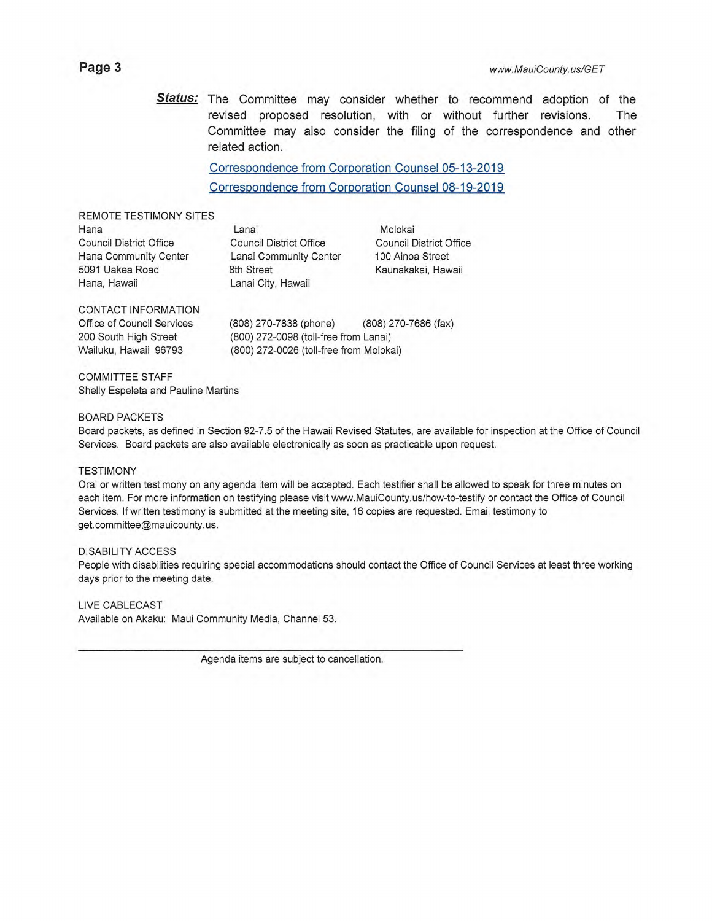**Status:** The Committee may consider whether to recommend adoption of the revised proposed resolution, with or without further revisions. The Committee may also consider the filing of the correspondence and other related action.

[Correspondence from Corporation Counsel 05-13-2019]

[Correspondence from Corporation Counsel 08-19-2019]

REMOTE TESTIMONY SITES

| | | |
|---|---|---|
| Hana | Lanai | Molokai |
| Council District Office | Council District Office | Council District Office |
| Hana Community Center | Lanai Community Center | 100 Ainoa Street |
| 5091 Uakea Road | 8th Street | Kaunakakai, Hawaii |
| Hana, Hawaii | Lanai City, Hawaii | |

CONTACT INFORMATION

| | | |
|---|---|---|
| Office of Council Services | (808) 270-7838 (phone) | (808) 270-7686 (fax) |
| 200 South High Street | (800) 272-0098 (toll-free from Lanai) | |
| Wailuku, Hawaii 96793 | (800) 272-0026 (toll-free from Molokai) | |

COMMITTEE STAFF

Shelly Espeleta and Pauline Martins

BOARD PACKETS

Board packets, as defined in Section 92-7.5 of the Hawaii Revised Statutes, are available for inspection at the Office of Council Services. Board packets are also available electronically as soon as practicable upon request.

TESTIMONY

Oral or written testimony on any agenda item will be accepted. Each testifier shall be allowed to speak for three minutes on each item. For more information on testifying please visit www.MauiCounty.us/how-to-testify or contact the Office of Council Services. If written testimony is submitted at the meeting site, 16 copies are requested. Email testimony to get.committee@mauicounty.us.

DISABILITY ACCESS

People with disabilities requiring special accommodations should contact the Office of Council Services at least three working days prior to the meeting date.

LIVE CABLECAST

Available on Akaku: Maui Community Media, Channel 53.

---

Agenda items are subject to cancellation.